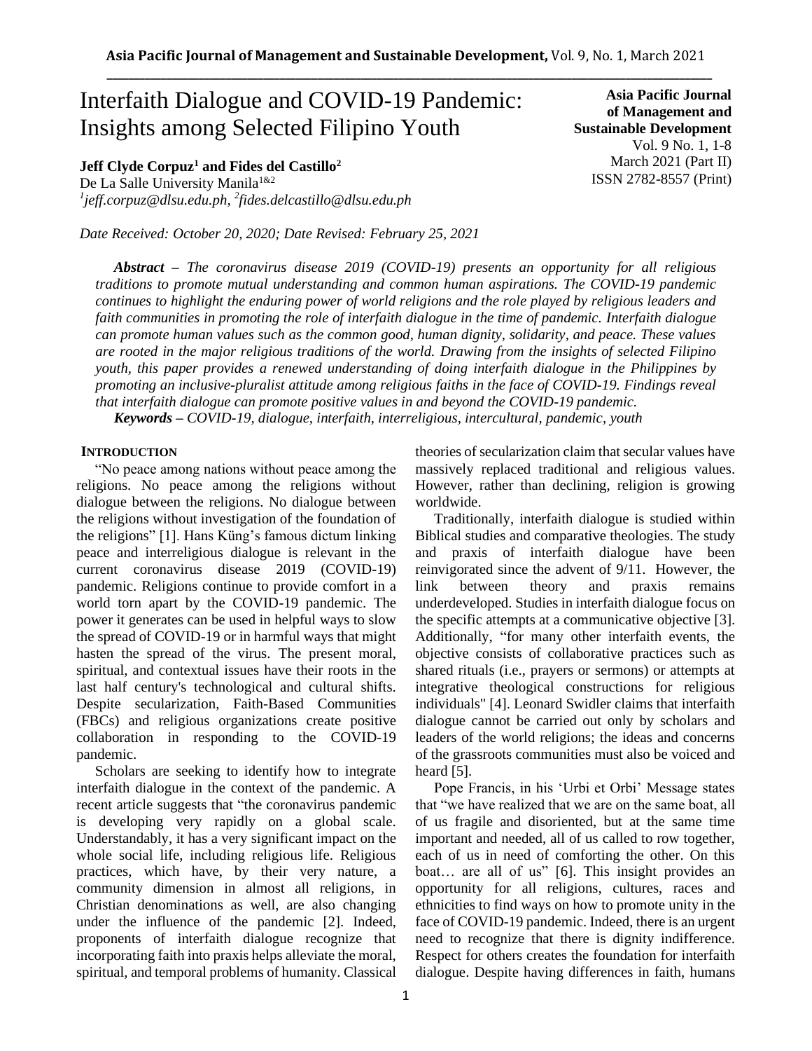# Interfaith Dialogue and COVID-19 Pandemic: Insights among Selected Filipino Youth

**Asia Pacific Journal of Management and Sustainable Development**
Vol. 9 No. 1, 1-8
March 2021 (Part II)
ISSN 2782-8557 (Print)

**Jeff Clyde Corpuz[1] and Fides del Castillo[2]**
De La Salle University Manila[1&2]
[1]jeff.corpuz@dlsu.edu.ph, [2]fides.delcastillo@dlsu.edu.ph

*Date Received: October 20, 2020; Date Revised: February 25, 2021*

***Abstract*** *– The coronavirus disease 2019 (COVID-19) presents an opportunity for all religious traditions to promote mutual understanding and common human aspirations. The COVID-19 pandemic continues to highlight the enduring power of world religions and the role played by religious leaders and faith communities in promoting the role of interfaith dialogue in the time of pandemic. Interfaith dialogue can promote human values such as the common good, human dignity, solidarity, and peace. These values are rooted in the major religious traditions of the world. Drawing from the insights of selected Filipino youth, this paper provides a renewed understanding of doing interfaith dialogue in the Philippines by promoting an inclusive-pluralist attitude among religious faiths in the face of COVID-19. Findings reveal that interfaith dialogue can promote positive values in and beyond the COVID-19 pandemic.*

***Keywords*** *– COVID-19, dialogue, interfaith, interreligious, intercultural, pandemic, youth*

## INTRODUCTION

"No peace among nations without peace among the religions. No peace among the religions without dialogue between the religions. No dialogue between the religions without investigation of the foundation of the religions" [1]. Hans Küng's famous dictum linking peace and interreligious dialogue is relevant in the current coronavirus disease 2019 (COVID-19) pandemic. Religions continue to provide comfort in a world torn apart by the COVID-19 pandemic. The power it generates can be used in helpful ways to slow the spread of COVID-19 or in harmful ways that might hasten the spread of the virus. The present moral, spiritual, and contextual issues have their roots in the last half century's technological and cultural shifts. Despite secularization, Faith-Based Communities (FBCs) and religious organizations create positive collaboration in responding to the COVID-19 pandemic.

Scholars are seeking to identify how to integrate interfaith dialogue in the context of the pandemic. A recent article suggests that "the coronavirus pandemic is developing very rapidly on a global scale. Understandably, it has a very significant impact on the whole social life, including religious life. Religious practices, which have, by their very nature, a community dimension in almost all religions, in Christian denominations as well, are also changing under the influence of the pandemic [2]. Indeed, proponents of interfaith dialogue recognize that incorporating faith into praxis helps alleviate the moral, spiritual, and temporal problems of humanity. Classical theories of secularization claim that secular values have massively replaced traditional and religious values. However, rather than declining, religion is growing worldwide.

Traditionally, interfaith dialogue is studied within Biblical studies and comparative theologies. The study and praxis of interfaith dialogue have been reinvigorated since the advent of 9/11. However, the link between theory and praxis remains underdeveloped. Studies in interfaith dialogue focus on the specific attempts at a communicative objective [3]. Additionally, "for many other interfaith events, the objective consists of collaborative practices such as shared rituals (i.e., prayers or sermons) or attempts at integrative theological constructions for religious individuals" [4]. Leonard Swidler claims that interfaith dialogue cannot be carried out only by scholars and leaders of the world religions; the ideas and concerns of the grassroots communities must also be voiced and heard [5].

Pope Francis, in his 'Urbi et Orbi' Message states that "we have realized that we are on the same boat, all of us fragile and disoriented, but at the same time important and needed, all of us called to row together, each of us in need of comforting the other. On this boat… are all of us" [6]. This insight provides an opportunity for all religions, cultures, races and ethnicities to find ways on how to promote unity in the face of COVID-19 pandemic. Indeed, there is an urgent need to recognize that there is dignity indifference. Respect for others creates the foundation for interfaith dialogue. Despite having differences in faith, humans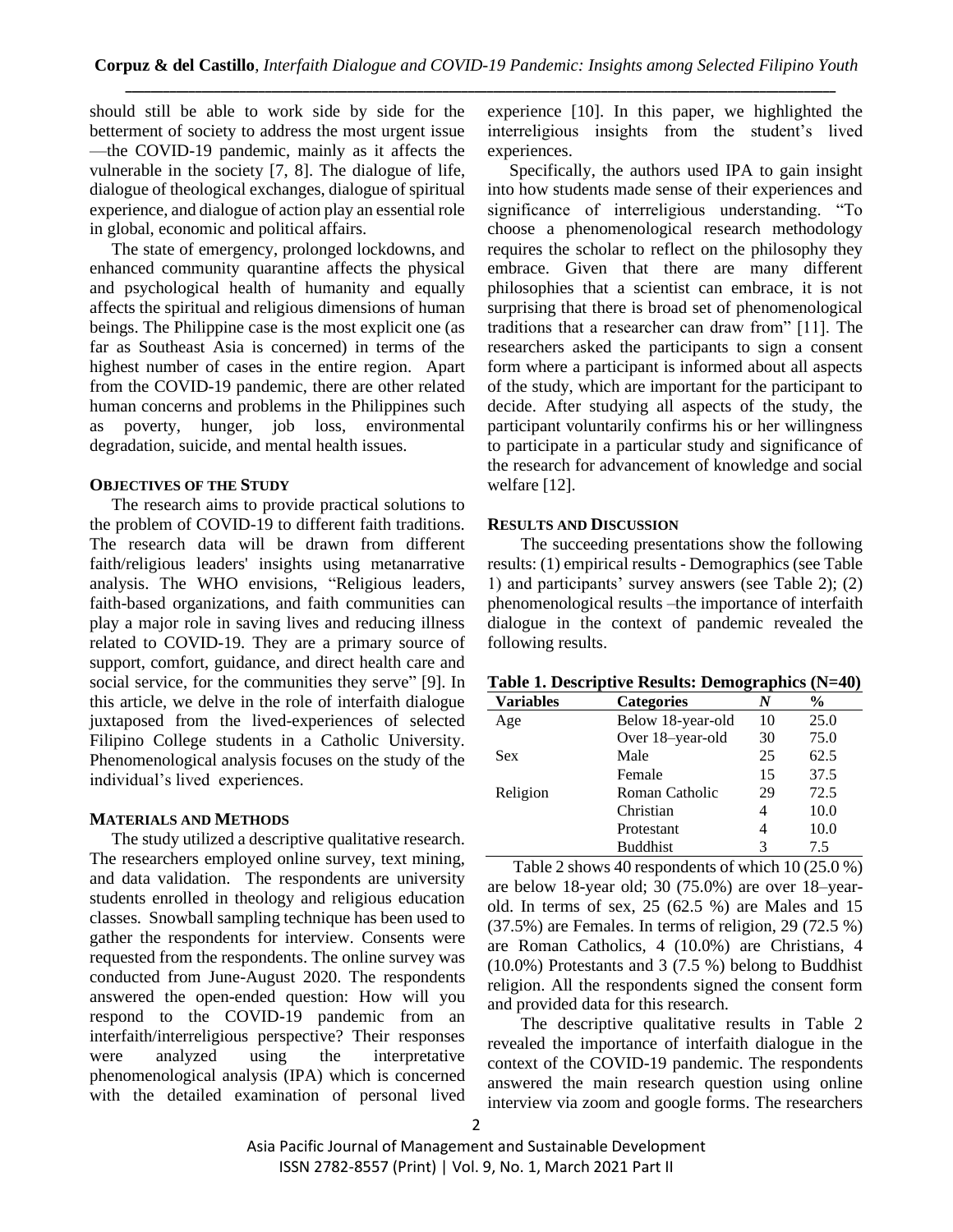should still be able to work side by side for the betterment of society to address the most urgent issue —the COVID-19 pandemic, mainly as it affects the vulnerable in the society [7, 8]. The dialogue of life, dialogue of theological exchanges, dialogue of spiritual experience, and dialogue of action play an essential role in global, economic and political affairs.

The state of emergency, prolonged lockdowns, and enhanced community quarantine affects the physical and psychological health of humanity and equally affects the spiritual and religious dimensions of human beings. The Philippine case is the most explicit one (as far as Southeast Asia is concerned) in terms of the highest number of cases in the entire region. Apart from the COVID-19 pandemic, there are other related human concerns and problems in the Philippines such as poverty, hunger, job loss, environmental degradation, suicide, and mental health issues.

## OBJECTIVES OF THE STUDY

The research aims to provide practical solutions to the problem of COVID-19 to different faith traditions. The research data will be drawn from different faith/religious leaders' insights using metanarrative analysis. The WHO envisions, "Religious leaders, faith-based organizations, and faith communities can play a major role in saving lives and reducing illness related to COVID-19. They are a primary source of support, comfort, guidance, and direct health care and social service, for the communities they serve" [9]. In this article, we delve in the role of interfaith dialogue juxtaposed from the lived-experiences of selected Filipino College students in a Catholic University. Phenomenological analysis focuses on the study of the individual's lived experiences.

## MATERIALS AND METHODS

The study utilized a descriptive qualitative research. The researchers employed online survey, text mining, and data validation. The respondents are university students enrolled in theology and religious education classes. Snowball sampling technique has been used to gather the respondents for interview. Consents were requested from the respondents. The online survey was conducted from June-August 2020. The respondents answered the open-ended question: How will you respond to the COVID-19 pandemic from an interfaith/interreligious perspective? Their responses were analyzed using the interpretative phenomenological analysis (IPA) which is concerned with the detailed examination of personal lived experience [10]. In this paper, we highlighted the interreligious insights from the student's lived experiences.

Specifically, the authors used IPA to gain insight into how students made sense of their experiences and significance of interreligious understanding. "To choose a phenomenological research methodology requires the scholar to reflect on the philosophy they embrace. Given that there are many different philosophies that a scientist can embrace, it is not surprising that there is broad set of phenomenological traditions that a researcher can draw from" [11]. The researchers asked the participants to sign a consent form where a participant is informed about all aspects of the study, which are important for the participant to decide. After studying all aspects of the study, the participant voluntarily confirms his or her willingness to participate in a particular study and significance of the research for advancement of knowledge and social welfare [12].

## RESULTS AND DISCUSSION

The succeeding presentations show the following results: (1) empirical results - Demographics (see Table 1) and participants' survey answers (see Table 2); (2) phenomenological results –the importance of interfaith dialogue in the context of pandemic revealed the following results.

**Table 1. Descriptive Results: Demographics (N=40)**

| Variables | Categories | *N* | % |
|---|---|---|---|
| Age | Below 18-year-old | 10 | 25.0 |
| | Over 18–year-old | 30 | 75.0 |
| Sex | Male | 25 | 62.5 |
| | Female | 15 | 37.5 |
| Religion | Roman Catholic | 29 | 72.5 |
| | Christian | 4 | 10.0 |
| | Protestant | 4 | 10.0 |
| | Buddhist | 3 | 7.5 |

Table 2 shows 40 respondents of which 10 (25.0 %) are below 18-year old; 30 (75.0%) are over 18–year-old. In terms of sex, 25 (62.5 %) are Males and 15 (37.5%) are Females. In terms of religion, 29 (72.5 %) are Roman Catholics, 4 (10.0%) are Christians, 4 (10.0%) Protestants and 3 (7.5 %) belong to Buddhist religion. All the respondents signed the consent form and provided data for this research.

The descriptive qualitative results in Table 2 revealed the importance of interfaith dialogue in the context of the COVID-19 pandemic. The respondents answered the main research question using online interview via zoom and google forms. The researchers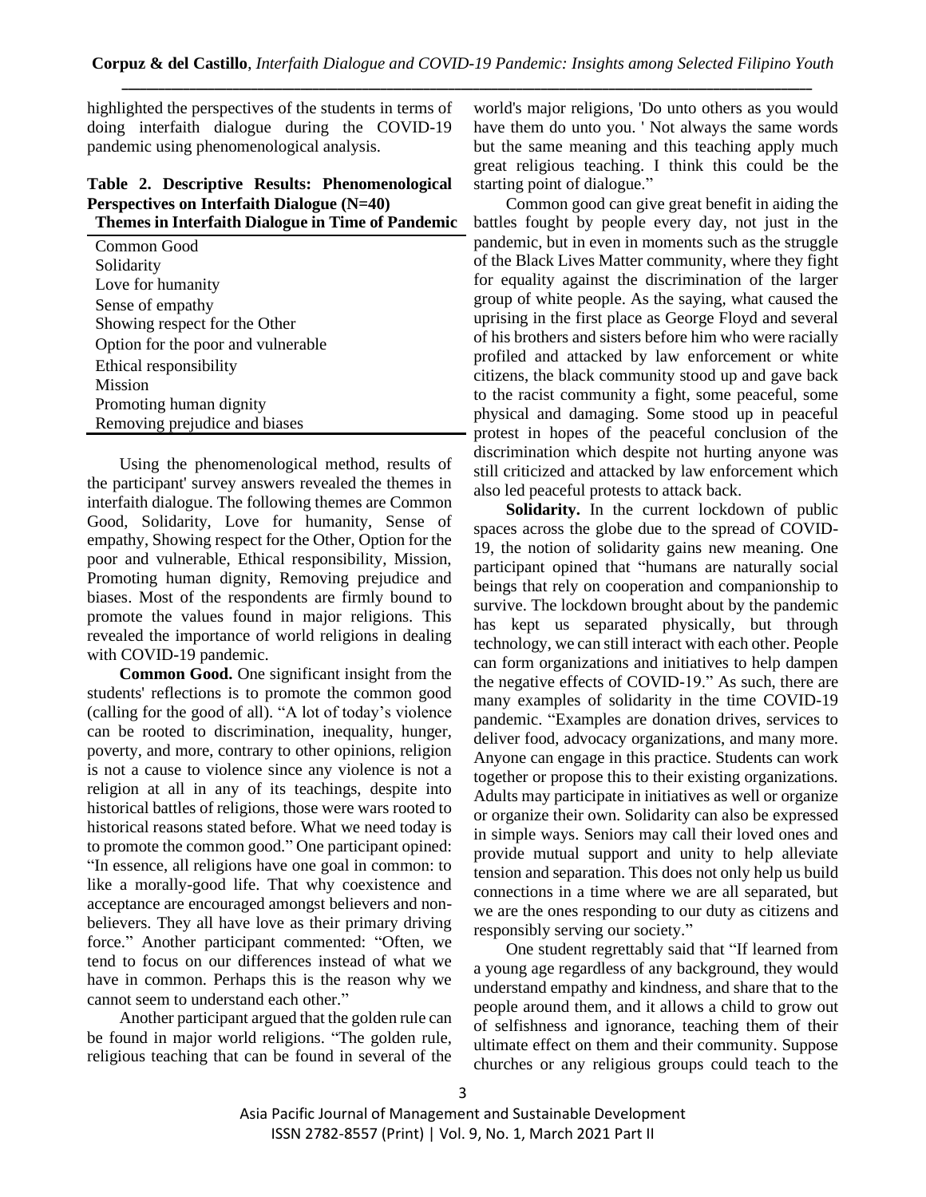highlighted the perspectives of the students in terms of doing interfaith dialogue during the COVID-19 pandemic using phenomenological analysis.

**Table 2. Descriptive Results: Phenomenological Perspectives on Interfaith Dialogue (N=40)**

| Themes in Interfaith Dialogue in Time of Pandemic |
|---|
| Common Good |
| Solidarity |
| Love for humanity |
| Sense of empathy |
| Showing respect for the Other |
| Option for the poor and vulnerable |
| Ethical responsibility |
| Mission |
| Promoting human dignity |
| Removing prejudice and biases |

Using the phenomenological method, results of the participant' survey answers revealed the themes in interfaith dialogue. The following themes are Common Good, Solidarity, Love for humanity, Sense of empathy, Showing respect for the Other, Option for the poor and vulnerable, Ethical responsibility, Mission, Promoting human dignity, Removing prejudice and biases. Most of the respondents are firmly bound to promote the values found in major religions. This revealed the importance of world religions in dealing with COVID-19 pandemic.

**Common Good.** One significant insight from the students' reflections is to promote the common good (calling for the good of all). "A lot of today's violence can be rooted to discrimination, inequality, hunger, poverty, and more, contrary to other opinions, religion is not a cause to violence since any violence is not a religion at all in any of its teachings, despite into historical battles of religions, those were wars rooted to historical reasons stated before. What we need today is to promote the common good." One participant opined: "In essence, all religions have one goal in common: to like a morally-good life. That why coexistence and acceptance are encouraged amongst believers and non-believers. They all have love as their primary driving force." Another participant commented: "Often, we tend to focus on our differences instead of what we have in common. Perhaps this is the reason why we cannot seem to understand each other."

Another participant argued that the golden rule can be found in major world religions. "The golden rule, religious teaching that can be found in several of the world's major religions, 'Do unto others as you would have them do unto you. ' Not always the same words but the same meaning and this teaching apply much great religious teaching. I think this could be the starting point of dialogue."

Common good can give great benefit in aiding the battles fought by people every day, not just in the pandemic, but in even in moments such as the struggle of the Black Lives Matter community, where they fight for equality against the discrimination of the larger group of white people. As the saying, what caused the uprising in the first place as George Floyd and several of his brothers and sisters before him who were racially profiled and attacked by law enforcement or white citizens, the black community stood up and gave back to the racist community a fight, some peaceful, some physical and damaging. Some stood up in peaceful protest in hopes of the peaceful conclusion of the discrimination which despite not hurting anyone was still criticized and attacked by law enforcement which also led peaceful protests to attack back.

**Solidarity.** In the current lockdown of public spaces across the globe due to the spread of COVID-19, the notion of solidarity gains new meaning. One participant opined that "humans are naturally social beings that rely on cooperation and companionship to survive. The lockdown brought about by the pandemic has kept us separated physically, but through technology, we can still interact with each other. People can form organizations and initiatives to help dampen the negative effects of COVID-19." As such, there are many examples of solidarity in the time COVID-19 pandemic. "Examples are donation drives, services to deliver food, advocacy organizations, and many more. Anyone can engage in this practice. Students can work together or propose this to their existing organizations. Adults may participate in initiatives as well or organize or organize their own. Solidarity can also be expressed in simple ways. Seniors may call their loved ones and provide mutual support and unity to help alleviate tension and separation. This does not only help us build connections in a time where we are all separated, but we are the ones responding to our duty as citizens and responsibly serving our society."

One student regrettably said that "If learned from a young age regardless of any background, they would understand empathy and kindness, and share that to the people around them, and it allows a child to grow out of selfishness and ignorance, teaching them of their ultimate effect on them and their community. Suppose churches or any religious groups could teach to the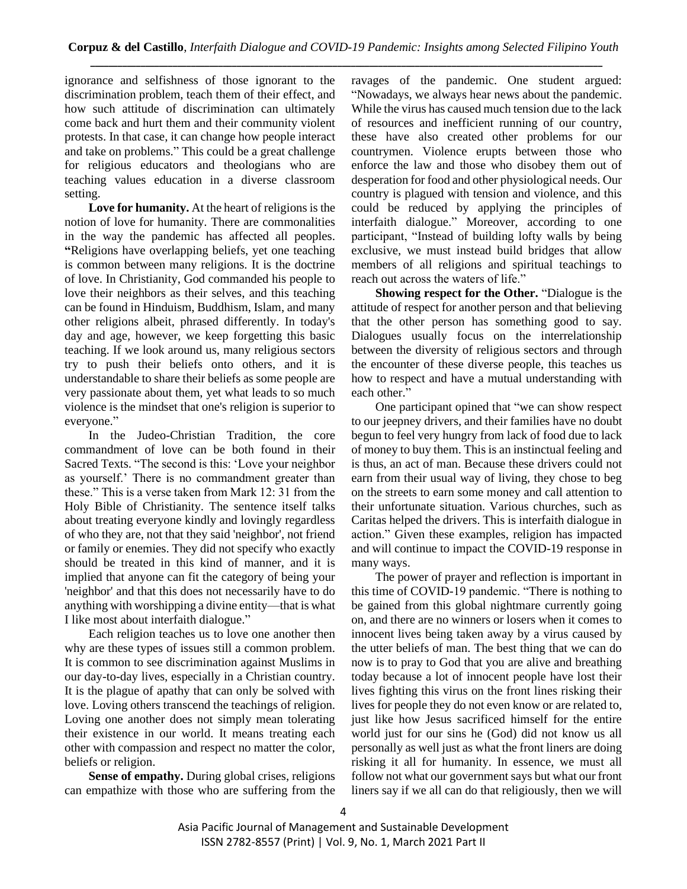ignorance and selfishness of those ignorant to the discrimination problem, teach them of their effect, and how such attitude of discrimination can ultimately come back and hurt them and their community violent protests. In that case, it can change how people interact and take on problems." This could be a great challenge for religious educators and theologians who are teaching values education in a diverse classroom setting.

**Love for humanity.** At the heart of religions is the notion of love for humanity. There are commonalities in the way the pandemic has affected all peoples. **"**Religions have overlapping beliefs, yet one teaching is common between many religions. It is the doctrine of love. In Christianity, God commanded his people to love their neighbors as their selves, and this teaching can be found in Hinduism, Buddhism, Islam, and many other religions albeit, phrased differently. In today's day and age, however, we keep forgetting this basic teaching. If we look around us, many religious sectors try to push their beliefs onto others, and it is understandable to share their beliefs as some people are very passionate about them, yet what leads to so much violence is the mindset that one's religion is superior to everyone."

In the Judeo-Christian Tradition, the core commandment of love can be both found in their Sacred Texts. "The second is this: 'Love your neighbor as yourself.' There is no commandment greater than these." This is a verse taken from Mark 12: 31 from the Holy Bible of Christianity. The sentence itself talks about treating everyone kindly and lovingly regardless of who they are, not that they said 'neighbor', not friend or family or enemies. They did not specify who exactly should be treated in this kind of manner, and it is implied that anyone can fit the category of being your 'neighbor' and that this does not necessarily have to do anything with worshipping a divine entity—that is what I like most about interfaith dialogue."

Each religion teaches us to love one another then why are these types of issues still a common problem. It is common to see discrimination against Muslims in our day-to-day lives, especially in a Christian country. It is the plague of apathy that can only be solved with love. Loving others transcend the teachings of religion. Loving one another does not simply mean tolerating their existence in our world. It means treating each other with compassion and respect no matter the color, beliefs or religion.

**Sense of empathy.** During global crises, religions can empathize with those who are suffering from the ravages of the pandemic. One student argued: "Nowadays, we always hear news about the pandemic. While the virus has caused much tension due to the lack of resources and inefficient running of our country, these have also created other problems for our countrymen. Violence erupts between those who enforce the law and those who disobey them out of desperation for food and other physiological needs. Our country is plagued with tension and violence, and this could be reduced by applying the principles of interfaith dialogue." Moreover, according to one participant, "Instead of building lofty walls by being exclusive, we must instead build bridges that allow members of all religions and spiritual teachings to reach out across the waters of life."

**Showing respect for the Other.** "Dialogue is the attitude of respect for another person and that believing that the other person has something good to say. Dialogues usually focus on the interrelationship between the diversity of religious sectors and through the encounter of these diverse people, this teaches us how to respect and have a mutual understanding with each other."

One participant opined that "we can show respect to our jeepney drivers, and their families have no doubt begun to feel very hungry from lack of food due to lack of money to buy them. This is an instinctual feeling and is thus, an act of man. Because these drivers could not earn from their usual way of living, they chose to beg on the streets to earn some money and call attention to their unfortunate situation. Various churches, such as Caritas helped the drivers. This is interfaith dialogue in action." Given these examples, religion has impacted and will continue to impact the COVID-19 response in many ways.

The power of prayer and reflection is important in this time of COVID-19 pandemic. "There is nothing to be gained from this global nightmare currently going on, and there are no winners or losers when it comes to innocent lives being taken away by a virus caused by the utter beliefs of man. The best thing that we can do now is to pray to God that you are alive and breathing today because a lot of innocent people have lost their lives fighting this virus on the front lines risking their lives for people they do not even know or are related to, just like how Jesus sacrificed himself for the entire world just for our sins he (God) did not know us all personally as well just as what the front liners are doing risking it all for humanity. In essence, we must all follow not what our government says but what our front liners say if we all can do that religiously, then we will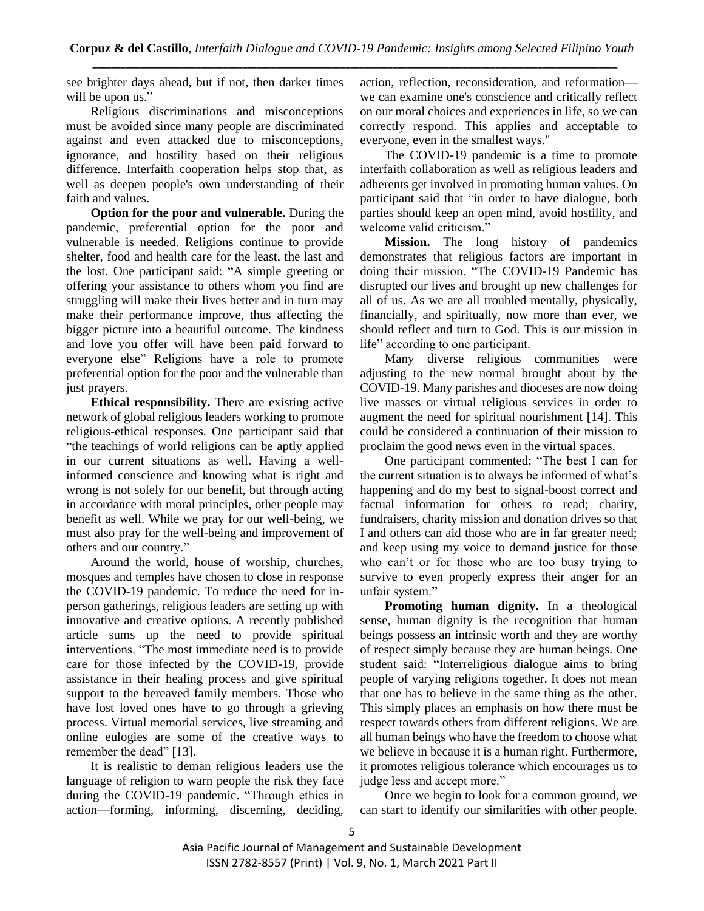see brighter days ahead, but if not, then darker times will be upon us."

Religious discriminations and misconceptions must be avoided since many people are discriminated against and even attacked due to misconceptions, ignorance, and hostility based on their religious difference. Interfaith cooperation helps stop that, as well as deepen people's own understanding of their faith and values.

**Option for the poor and vulnerable.** During the pandemic, preferential option for the poor and vulnerable is needed. Religions continue to provide shelter, food and health care for the least, the last and the lost. One participant said: "A simple greeting or offering your assistance to others whom you find are struggling will make their lives better and in turn may make their performance improve, thus affecting the bigger picture into a beautiful outcome. The kindness and love you offer will have been paid forward to everyone else" Religions have a role to promote preferential option for the poor and the vulnerable than just prayers.

**Ethical responsibility.** There are existing active network of global religious leaders working to promote religious-ethical responses. One participant said that "the teachings of world religions can be aptly applied in our current situations as well. Having a well-informed conscience and knowing what is right and wrong is not solely for our benefit, but through acting in accordance with moral principles, other people may benefit as well. While we pray for our well-being, we must also pray for the well-being and improvement of others and our country."

Around the world, house of worship, churches, mosques and temples have chosen to close in response the COVID-19 pandemic. To reduce the need for in-person gatherings, religious leaders are setting up with innovative and creative options. A recently published article sums up the need to provide spiritual interventions. "The most immediate need is to provide care for those infected by the COVID-19, provide assistance in their healing process and give spiritual support to the bereaved family members. Those who have lost loved ones have to go through a grieving process. Virtual memorial services, live streaming and online eulogies are some of the creative ways to remember the dead" [13].

It is realistic to deman religious leaders use the language of religion to warn people the risk they face during the COVID-19 pandemic. "Through ethics in action—forming, informing, discerning, deciding, action, reflection, reconsideration, and reformation—we can examine one's conscience and critically reflect on our moral choices and experiences in life, so we can correctly respond. This applies and acceptable to everyone, even in the smallest ways."

The COVID-19 pandemic is a time to promote interfaith collaboration as well as religious leaders and adherents get involved in promoting human values. On participant said that "in order to have dialogue, both parties should keep an open mind, avoid hostility, and welcome valid criticism."

**Mission.** The long history of pandemics demonstrates that religious factors are important in doing their mission. "The COVID-19 Pandemic has disrupted our lives and brought up new challenges for all of us. As we are all troubled mentally, physically, financially, and spiritually, now more than ever, we should reflect and turn to God. This is our mission in life" according to one participant.

Many diverse religious communities were adjusting to the new normal brought about by the COVID-19. Many parishes and dioceses are now doing live masses or virtual religious services in order to augment the need for spiritual nourishment [14]. This could be considered a continuation of their mission to proclaim the good news even in the virtual spaces.

One participant commented: "The best I can for the current situation is to always be informed of what's happening and do my best to signal-boost correct and factual information for others to read; charity, fundraisers, charity mission and donation drives so that I and others can aid those who are in far greater need; and keep using my voice to demand justice for those who can't or for those who are too busy trying to survive to even properly express their anger for an unfair system."

**Promoting human dignity.** In a theological sense, human dignity is the recognition that human beings possess an intrinsic worth and they are worthy of respect simply because they are human beings. One student said: "Interreligious dialogue aims to bring people of varying religions together. It does not mean that one has to believe in the same thing as the other. This simply places an emphasis on how there must be respect towards others from different religions. We are all human beings who have the freedom to choose what we believe in because it is a human right. Furthermore, it promotes religious tolerance which encourages us to judge less and accept more."

Once we begin to look for a common ground, we can start to identify our similarities with other people.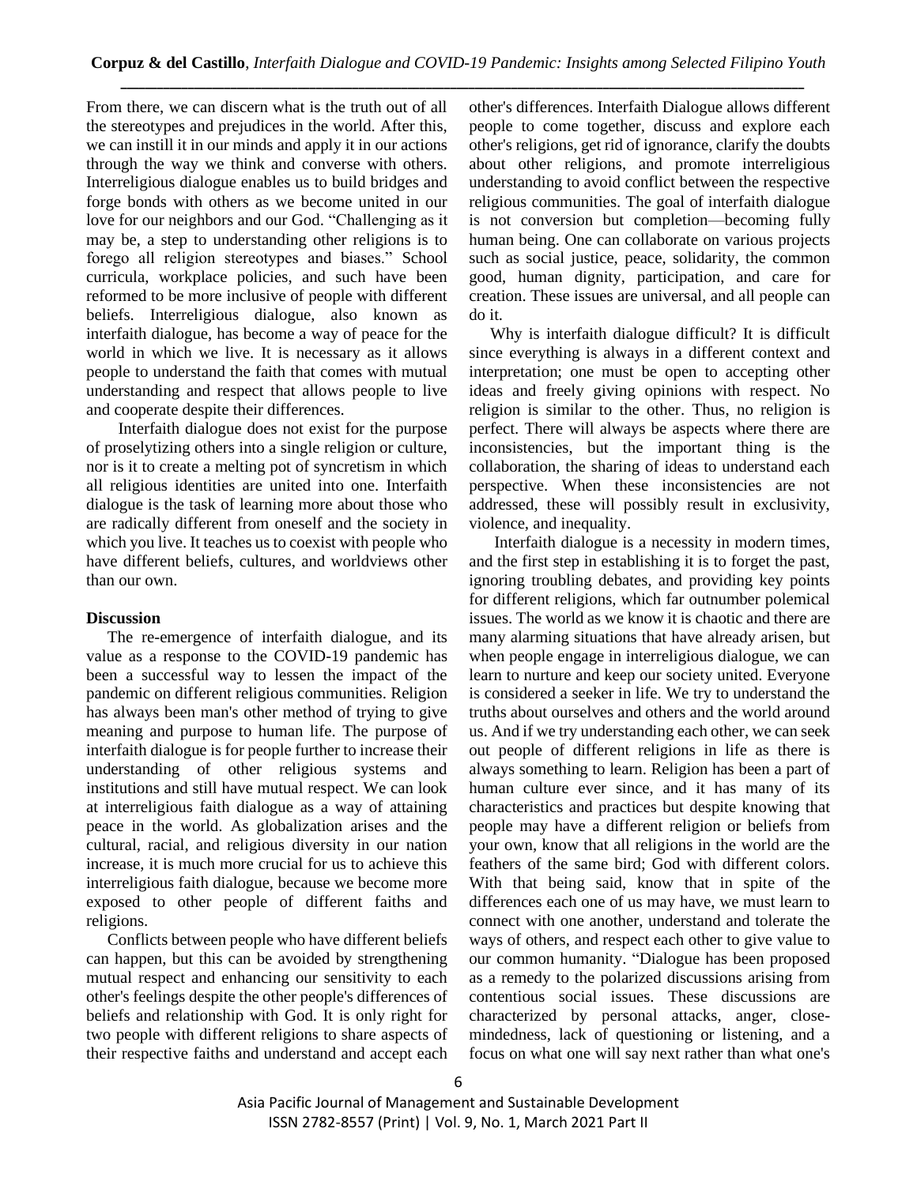From there, we can discern what is the truth out of all the stereotypes and prejudices in the world. After this, we can instill it in our minds and apply it in our actions through the way we think and converse with others. Interreligious dialogue enables us to build bridges and forge bonds with others as we become united in our love for our neighbors and our God. "Challenging as it may be, a step to understanding other religions is to forego all religion stereotypes and biases." School curricula, workplace policies, and such have been reformed to be more inclusive of people with different beliefs. Interreligious dialogue, also known as interfaith dialogue, has become a way of peace for the world in which we live. It is necessary as it allows people to understand the faith that comes with mutual understanding and respect that allows people to live and cooperate despite their differences.

Interfaith dialogue does not exist for the purpose of proselytizing others into a single religion or culture, nor is it to create a melting pot of syncretism in which all religious identities are united into one. Interfaith dialogue is the task of learning more about those who are radically different from oneself and the society in which you live. It teaches us to coexist with people who have different beliefs, cultures, and worldviews other than our own.

### Discussion

The re-emergence of interfaith dialogue, and its value as a response to the COVID-19 pandemic has been a successful way to lessen the impact of the pandemic on different religious communities. Religion has always been man's other method of trying to give meaning and purpose to human life. The purpose of interfaith dialogue is for people further to increase their understanding of other religious systems and institutions and still have mutual respect. We can look at interreligious faith dialogue as a way of attaining peace in the world. As globalization arises and the cultural, racial, and religious diversity in our nation increase, it is much more crucial for us to achieve this interreligious faith dialogue, because we become more exposed to other people of different faiths and religions.

Conflicts between people who have different beliefs can happen, but this can be avoided by strengthening mutual respect and enhancing our sensitivity to each other's feelings despite the other people's differences of beliefs and relationship with God. It is only right for two people with different religions to share aspects of their respective faiths and understand and accept each other's differences. Interfaith Dialogue allows different people to come together, discuss and explore each other's religions, get rid of ignorance, clarify the doubts about other religions, and promote interreligious understanding to avoid conflict between the respective religious communities. The goal of interfaith dialogue is not conversion but completion—becoming fully human being. One can collaborate on various projects such as social justice, peace, solidarity, the common good, human dignity, participation, and care for creation. These issues are universal, and all people can do it.

Why is interfaith dialogue difficult? It is difficult since everything is always in a different context and interpretation; one must be open to accepting other ideas and freely giving opinions with respect. No religion is similar to the other. Thus, no religion is perfect. There will always be aspects where there are inconsistencies, but the important thing is the collaboration, the sharing of ideas to understand each perspective. When these inconsistencies are not addressed, these will possibly result in exclusivity, violence, and inequality.

Interfaith dialogue is a necessity in modern times, and the first step in establishing it is to forget the past, ignoring troubling debates, and providing key points for different religions, which far outnumber polemical issues. The world as we know it is chaotic and there are many alarming situations that have already arisen, but when people engage in interreligious dialogue, we can learn to nurture and keep our society united. Everyone is considered a seeker in life. We try to understand the truths about ourselves and others and the world around us. And if we try understanding each other, we can seek out people of different religions in life as there is always something to learn. Religion has been a part of human culture ever since, and it has many of its characteristics and practices but despite knowing that people may have a different religion or beliefs from your own, know that all religions in the world are the feathers of the same bird; God with different colors. With that being said, know that in spite of the differences each one of us may have, we must learn to connect with one another, understand and tolerate the ways of others, and respect each other to give value to our common humanity. "Dialogue has been proposed as a remedy to the polarized discussions arising from contentious social issues. These discussions are characterized by personal attacks, anger, close-mindedness, lack of questioning or listening, and a focus on what one will say next rather than what one's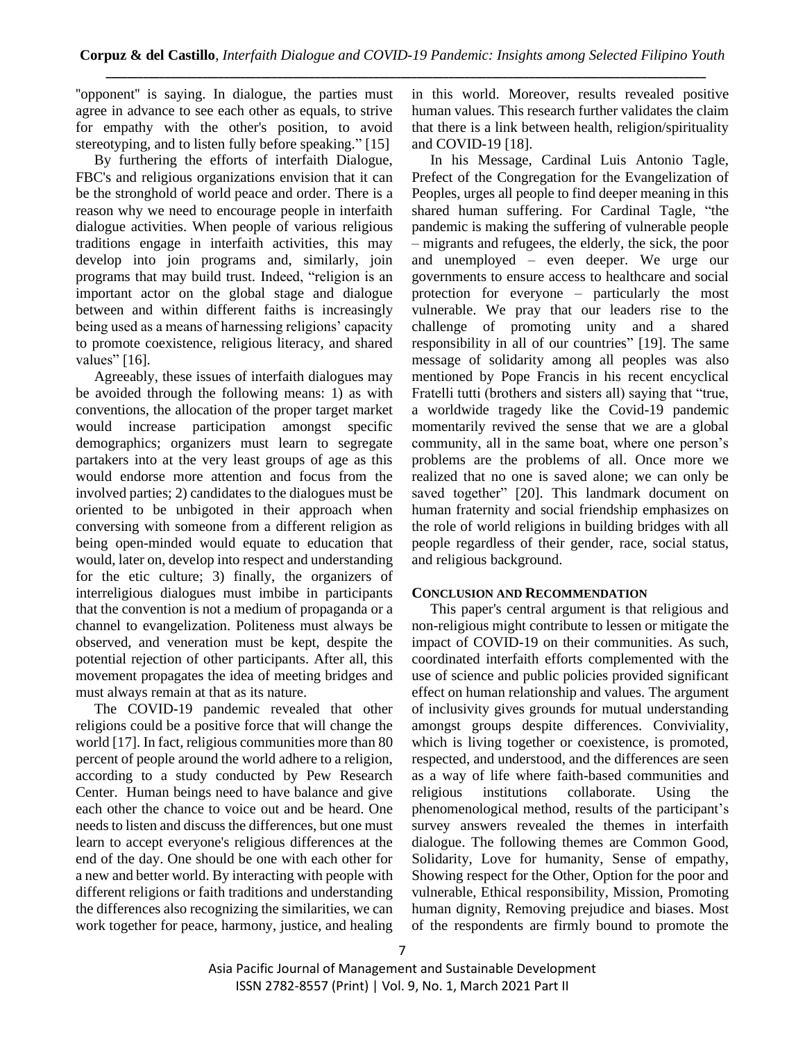"opponent" is saying. In dialogue, the parties must agree in advance to see each other as equals, to strive for empathy with the other's position, to avoid stereotyping, and to listen fully before speaking." [15]

By furthering the efforts of interfaith Dialogue, FBC's and religious organizations envision that it can be the stronghold of world peace and order. There is a reason why we need to encourage people in interfaith dialogue activities. When people of various religious traditions engage in interfaith activities, this may develop into join programs and, similarly, join programs that may build trust. Indeed, "religion is an important actor on the global stage and dialogue between and within different faiths is increasingly being used as a means of harnessing religions' capacity to promote coexistence, religious literacy, and shared values" [16].

Agreeably, these issues of interfaith dialogues may be avoided through the following means: 1) as with conventions, the allocation of the proper target market would increase participation amongst specific demographics; organizers must learn to segregate partakers into at the very least groups of age as this would endorse more attention and focus from the involved parties; 2) candidates to the dialogues must be oriented to be unbigoted in their approach when conversing with someone from a different religion as being open-minded would equate to education that would, later on, develop into respect and understanding for the etic culture; 3) finally, the organizers of interreligious dialogues must imbibe in participants that the convention is not a medium of propaganda or a channel to evangelization. Politeness must always be observed, and veneration must be kept, despite the potential rejection of other participants. After all, this movement propagates the idea of meeting bridges and must always remain at that as its nature.

The COVID-19 pandemic revealed that other religions could be a positive force that will change the world [17]. In fact, religious communities more than 80 percent of people around the world adhere to a religion, according to a study conducted by Pew Research Center. Human beings need to have balance and give each other the chance to voice out and be heard. One needs to listen and discuss the differences, but one must learn to accept everyone's religious differences at the end of the day. One should be one with each other for a new and better world. By interacting with people with different religions or faith traditions and understanding the differences also recognizing the similarities, we can work together for peace, harmony, justice, and healing in this world. Moreover, results revealed positive human values. This research further validates the claim that there is a link between health, religion/spirituality and COVID-19 [18].

In his Message, Cardinal Luis Antonio Tagle, Prefect of the Congregation for the Evangelization of Peoples, urges all people to find deeper meaning in this shared human suffering. For Cardinal Tagle, "the pandemic is making the suffering of vulnerable people – migrants and refugees, the elderly, the sick, the poor and unemployed – even deeper. We urge our governments to ensure access to healthcare and social protection for everyone – particularly the most vulnerable. We pray that our leaders rise to the challenge of promoting unity and a shared responsibility in all of our countries" [19]. The same message of solidarity among all peoples was also mentioned by Pope Francis in his recent encyclical Fratelli tutti (brothers and sisters all) saying that "true, a worldwide tragedy like the Covid-19 pandemic momentarily revived the sense that we are a global community, all in the same boat, where one person's problems are the problems of all. Once more we realized that no one is saved alone; we can only be saved together" [20]. This landmark document on human fraternity and social friendship emphasizes on the role of world religions in building bridges with all people regardless of their gender, race, social status, and religious background.

## CONCLUSION AND RECOMMENDATION

This paper's central argument is that religious and non-religious might contribute to lessen or mitigate the impact of COVID-19 on their communities. As such, coordinated interfaith efforts complemented with the use of science and public policies provided significant effect on human relationship and values. The argument of inclusivity gives grounds for mutual understanding amongst groups despite differences. Conviviality, which is living together or coexistence, is promoted, respected, and understood, and the differences are seen as a way of life where faith-based communities and religious institutions collaborate. Using the phenomenological method, results of the participant's survey answers revealed the themes in interfaith dialogue. The following themes are Common Good, Solidarity, Love for humanity, Sense of empathy, Showing respect for the Other, Option for the poor and vulnerable, Ethical responsibility, Mission, Promoting human dignity, Removing prejudice and biases. Most of the respondents are firmly bound to promote the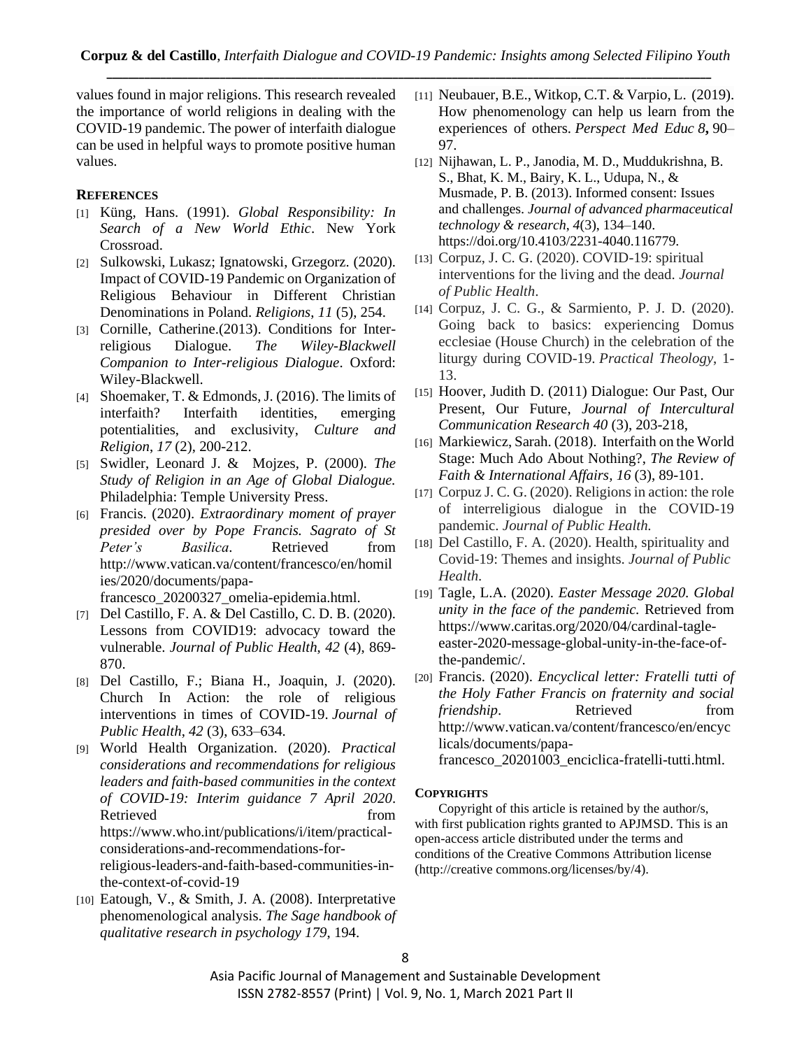values found in major religions. This research revealed the importance of world religions in dealing with the COVID-19 pandemic. The power of interfaith dialogue can be used in helpful ways to promote positive human values.

## REFERENCES

[1] Küng, Hans. (1991). *Global Responsibility: In Search of a New World Ethic*. New York Crossroad.

[2] Sulkowski, Lukasz; Ignatowski, Grzegorz. (2020). Impact of COVID-19 Pandemic on Organization of Religious Behaviour in Different Christian Denominations in Poland. *Religions*, *11* (5), 254.

[3] Cornille, Catherine.(2013). Conditions for Inter-religious Dialogue. *The Wiley-Blackwell Companion to Inter-religious Dialogue*. Oxford: Wiley-Blackwell.

[4] Shoemaker, T. & Edmonds, J. (2016). The limits of interfaith? Interfaith identities, emerging potentialities, and exclusivity, *Culture and Religion*, *17* (2), 200-212.

[5] Swidler, Leonard J. & Mojzes, P. (2000). *The Study of Religion in an Age of Global Dialogue.* Philadelphia: Temple University Press.

[6] Francis. (2020). *Extraordinary moment of prayer presided over by Pope Francis. Sagrato of St Peter's Basilica*. Retrieved from http://www.vatican.va/content/francesco/en/homilies/2020/documents/papa-francesco_20200327_omelia-epidemia.html.

[7] Del Castillo, F. A. & Del Castillo, C. D. B. (2020). Lessons from COVID19: advocacy toward the vulnerable. *Journal of Public Health*, *42* (4), 869-870.

[8] Del Castillo, F.; Biana H., Joaquin, J. (2020). Church In Action: the role of religious interventions in times of COVID-19. *Journal of Public Health*, *42* (3), 633–634.

[9] World Health Organization. (2020). *Practical considerations and recommendations for religious leaders and faith-based communities in the context of COVID-19: Interim guidance 7 April 2020*. Retrieved from https://www.who.int/publications/i/item/practical-considerations-and-recommendations-for-religious-leaders-and-faith-based-communities-in-the-context-of-covid-19

[10] Eatough, V., & Smith, J. A. (2008). Interpretative phenomenological analysis. *The Sage handbook of qualitative research in psychology 179*, 194.

[11] Neubauer, B.E., Witkop, C.T. & Varpio, L. (2019). How phenomenology can help us learn from the experiences of others. *Perspect Med Educ 8***,** 90–97.

[12] Nijhawan, L. P., Janodia, M. D., Muddukrishna, B. S., Bhat, K. M., Bairy, K. L., Udupa, N., & Musmade, P. B. (2013). Informed consent: Issues and challenges. *Journal of advanced pharmaceutical technology & research*, *4*(3), 134–140. https://doi.org/10.4103/2231-4040.116779.

[13] Corpuz, J. C. G. (2020). COVID-19: spiritual interventions for the living and the dead. *Journal of Public Health*.

[14] Corpuz, J. C. G., & Sarmiento, P. J. D. (2020). Going back to basics: experiencing Domus ecclesiae (House Church) in the celebration of the liturgy during COVID-19. *Practical Theology*, 1-13.

[15] Hoover, Judith D. (2011) Dialogue: Our Past, Our Present, Our Future, *Journal of Intercultural Communication Research 40* (3), 203-218,

[16] Markiewicz, Sarah. (2018). Interfaith on the World Stage: Much Ado About Nothing?, *The Review of Faith & International Affairs*, *16* (3), 89-101.

[17] Corpuz J. C. G. (2020). Religions in action: the role of interreligious dialogue in the COVID-19 pandemic. *Journal of Public Health.*

[18] Del Castillo, F. A. (2020). Health, spirituality and Covid-19: Themes and insights. *Journal of Public Health.*

[19] Tagle, L.A. (2020). *Easter Message 2020. Global unity in the face of the pandemic.* Retrieved from https://www.caritas.org/2020/04/cardinal-tagle-easter-2020-message-global-unity-in-the-face-of-the-pandemic/.

[20] Francis. (2020). *Encyclical letter: Fratelli tutti of the Holy Father Francis on fraternity and social friendship*. Retrieved from http://www.vatican.va/content/francesco/en/encyclicals/documents/papa-francesco_20201003_enciclica-fratelli-tutti.html.

## COPYRIGHTS

Copyright of this article is retained by the author/s, with first publication rights granted to APJMSD. This is an open-access article distributed under the terms and conditions of the Creative Commons Attribution license (http://creative commons.org/licenses/by/4).